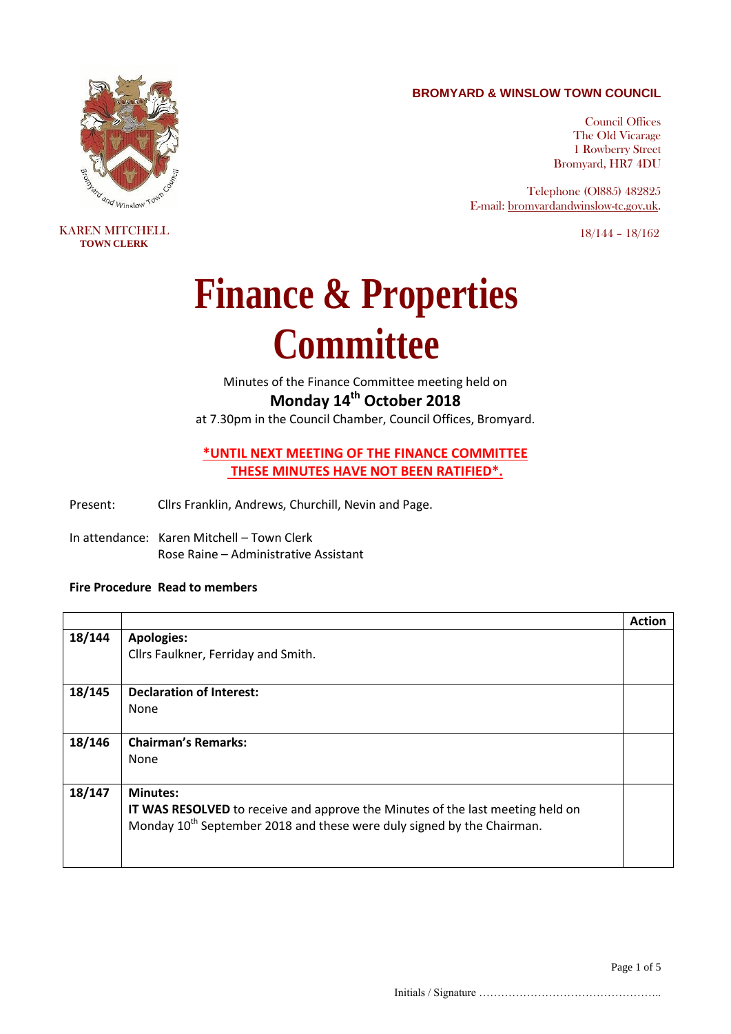**BROMYARD & WINSLOW TOWN COUNCIL**

Council Offices
The Old Vicarage
1 Rowberry Street
Bromyard, HR7 4DU

Telephone (01885) 482825
E-mail: bromyardandwinslow-tc.gov.uk.

KAREN MITCHELL
**TOWN CLERK**

18/144 – 18/162

# Finance & Properties Committee

Minutes of the Finance Committee meeting held on

**Monday 14th October 2018**

at 7.30pm in the Council Chamber, Council Offices, Bromyard.

**\*UNTIL NEXT MEETING OF THE FINANCE COMMITTEE THESE MINUTES HAVE NOT BEEN RATIFIED\*.**

Present: Cllrs Franklin, Andrews, Churchill, Nevin and Page.

In attendance: Karen Mitchell – Town Clerk
Rose Raine – Administrative Assistant

**Fire Procedure Read to members**

| | | Action |
|---|---|---|
| **18/144** | **Apologies:**<br>Cllrs Faulkner, Ferriday and Smith. | |
| **18/145** | **Declaration of Interest:**<br>None | |
| **18/146** | **Chairman's Remarks:**<br>None | |
| **18/147** | **Minutes:**<br>**IT WAS RESOLVED** to receive and approve the Minutes of the last meeting held on Monday 10th September 2018 and these were duly signed by the Chairman. | |

Initials / Signature …………………………………………..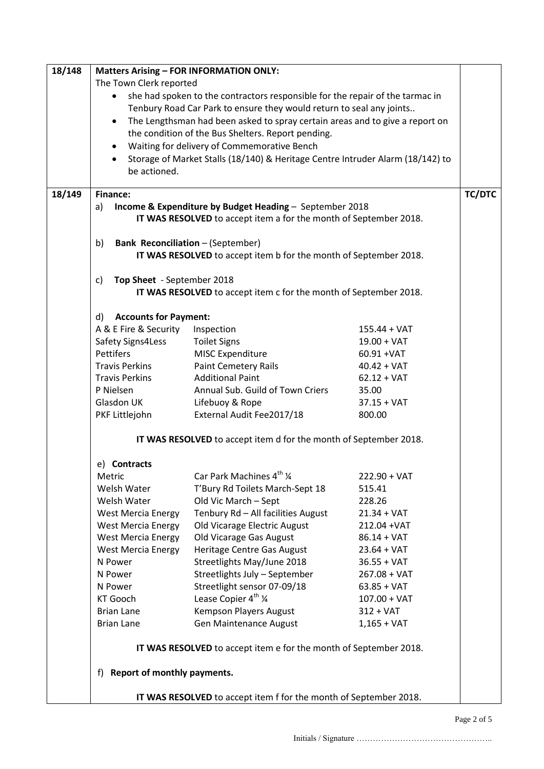| | | |
|---|---|---|
| 18/148 | **Matters Arising – FOR INFORMATION ONLY:**<br>The Town Clerk reported<br>• she had spoken to the contractors responsible for the repair of the tarmac in Tenbury Road Car Park to ensure they would return to seal any joints..<br>• The Lengthsman had been asked to spray certain areas and to give a report on the condition of the Bus Shelters. Report pending.<br>• Waiting for delivery of Commemorative Bench<br>• Storage of Market Stalls (18/140) & Heritage Centre Intruder Alarm (18/142) to be actioned. | |
| 18/149 | **Finance:** | **TC/DTC** |

a) **Income & Expenditure by Budget Heading** – September 2018

**IT WAS RESOLVED** to accept item a for the month of September 2018.

b) **Bank Reconciliation** – (September)

**IT WAS RESOLVED** to accept item b for the month of September 2018.

c) **Top Sheet** - September 2018

**IT WAS RESOLVED** to accept item c for the month of September 2018.

d) **Accounts for Payment:**

| | | |
|---|---|---|
| A & E Fire & Security | Inspection | 155.44 + VAT |
| Safety Signs4Less | Toilet Signs | 19.00 + VAT |
| Pettifers | MISC Expenditure | 60.91 +VAT |
| Travis Perkins | Paint Cemetery Rails | 40.42 + VAT |
| Travis Perkins | Additional Paint | 62.12 + VAT |
| P Nielsen | Annual Sub. Guild of Town Criers | 35.00 |
| Glasdon UK | Lifebuoy & Rope | 37.15 + VAT |
| PKF Littlejohn | External Audit Fee2017/18 | 800.00 |

**IT WAS RESOLVED** to accept item d for the month of September 2018.

e) **Contracts**

| | | |
|---|---|---|
| Metric | Car Park Machines 4th ¼ | 222.90 + VAT |
| Welsh Water | T'Bury Rd Toilets March-Sept 18 | 515.41 |
| Welsh Water | Old Vic March – Sept | 228.26 |
| West Mercia Energy | Tenbury Rd – All facilities August | 21.34 + VAT |
| West Mercia Energy | Old Vicarage Electric August | 212.04 +VAT |
| West Mercia Energy | Old Vicarage Gas August | 86.14 + VAT |
| West Mercia Energy | Heritage Centre Gas August | 23.64 + VAT |
| N Power | Streetlights May/June 2018 | 36.55 + VAT |
| N Power | Streetlights July – September | 267.08 + VAT |
| N Power | Streetlight sensor 07-09/18 | 63.85 + VAT |
| KT Gooch | Lease Copier 4th ¼ | 107.00 + VAT |
| Brian Lane | Kempson Players August | 312 + VAT |
| Brian Lane | Gen Maintenance August | 1,165 + VAT |

**IT WAS RESOLVED** to accept item e for the month of September 2018.

f) **Report of monthly payments.**

**IT WAS RESOLVED** to accept item f for the month of September 2018.

Initials / Signature …………………………………………..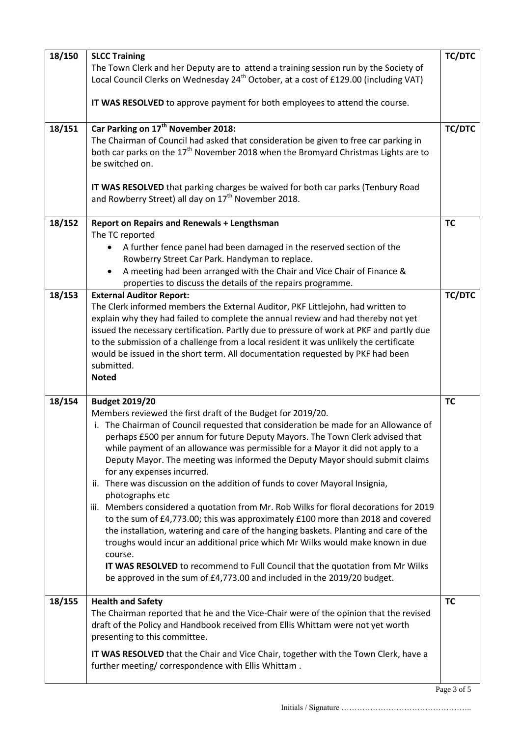| | | |
|---|---|---|
| 18/150 | **SLCC Training**<br>The Town Clerk and her Deputy are to attend a training session run by the Society of Local Council Clerks on Wednesday 24th October, at a cost of £129.00 (including VAT)<br><br>**IT WAS RESOLVED** to approve payment for both employees to attend the course. | **TC/DTC** |
| 18/151 | **Car Parking on 17th November 2018:**<br>The Chairman of Council had asked that consideration be given to free car parking in both car parks on the 17th November 2018 when the Bromyard Christmas Lights are to be switched on.<br><br>**IT WAS RESOLVED** that parking charges be waived for both car parks (Tenbury Road and Rowberry Street) all day on 17th November 2018. | **TC/DTC** |
| 18/152 | **Report on Repairs and Renewals + Lengthsman**<br>The TC reported<br>• A further fence panel had been damaged in the reserved section of the Rowberry Street Car Park. Handyman to replace.<br>• A meeting had been arranged with the Chair and Vice Chair of Finance & properties to discuss the details of the repairs programme. | **TC** |
| 18/153 | **External Auditor Report:**<br>The Clerk informed members the External Auditor, PKF Littlejohn, had written to explain why they had failed to complete the annual review and had thereby not yet issued the necessary certification. Partly due to pressure of work at PKF and partly due to the submission of a challenge from a local resident it was unlikely the certificate would be issued in the short term. All documentation requested by PKF had been submitted.<br>**Noted** | **TC/DTC** |
| 18/154 | **Budget 2019/20**<br>Members reviewed the first draft of the Budget for 2019/20.<br>i. The Chairman of Council requested that consideration be made for an Allowance of perhaps £500 per annum for future Deputy Mayors. The Town Clerk advised that while payment of an allowance was permissible for a Mayor it did not apply to a Deputy Mayor. The meeting was informed the Deputy Mayor should submit claims for any expenses incurred.<br>ii. There was discussion on the addition of funds to cover Mayoral Insignia, photographs etc<br>iii. Members considered a quotation from Mr. Rob Wilks for floral decorations for 2019 to the sum of £4,773.00; this was approximately £100 more than 2018 and covered the installation, watering and care of the hanging baskets. Planting and care of the troughs would incur an additional price which Mr Wilks would make known in due course.<br>**IT WAS RESOLVED** to recommend to Full Council that the quotation from Mr Wilks be approved in the sum of £4,773.00 and included in the 2019/20 budget. | **TC** |
| 18/155 | **Health and Safety**<br>The Chairman reported that he and the Vice-Chair were of the opinion that the revised draft of the Policy and Handbook received from Ellis Whittam were not yet worth presenting to this committee.<br><br>**IT WAS RESOLVED** that the Chair and Vice Chair, together with the Town Clerk, have a further meeting/ correspondence with Ellis Whittam . | **TC** |

Initials / Signature …………………………………………..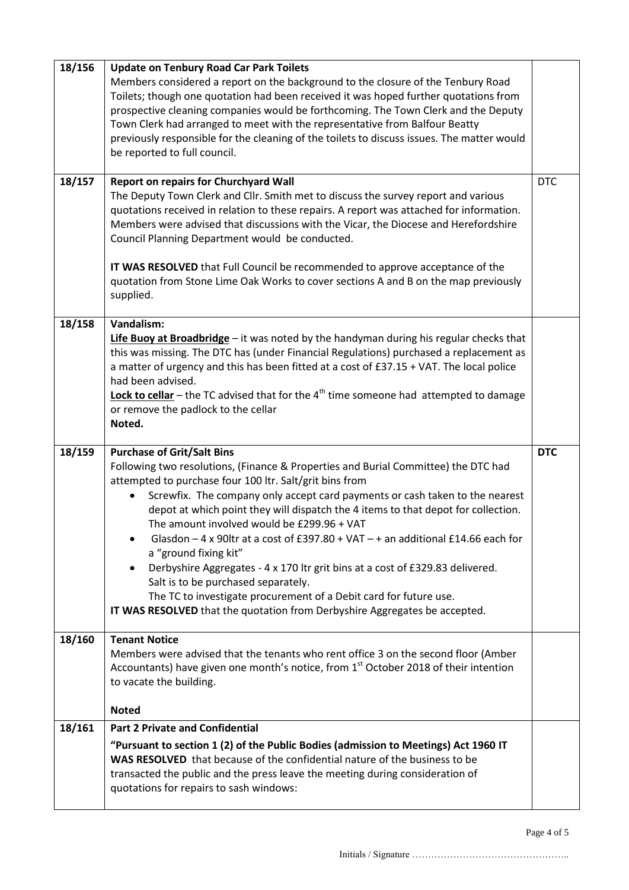| | | |
|---|---|---|
| 18/156 | **Update on Tenbury Road Car Park Toilets**<br>Members considered a report on the background to the closure of the Tenbury Road Toilets; though one quotation had been received it was hoped further quotations from prospective cleaning companies would be forthcoming. The Town Clerk and the Deputy Town Clerk had arranged to meet with the representative from Balfour Beatty previously responsible for the cleaning of the toilets to discuss issues. The matter would be reported to full council. | |
| 18/157 | **Report on repairs for Churchyard Wall**<br>The Deputy Town Clerk and Cllr. Smith met to discuss the survey report and various quotations received in relation to these repairs. A report was attached for information. Members were advised that discussions with the Vicar, the Diocese and Herefordshire Council Planning Department would be conducted.<br><br>**IT WAS RESOLVED** that Full Council be recommended to approve acceptance of the quotation from Stone Lime Oak Works to cover sections A and B on the map previously supplied. | DTC |
| 18/158 | **Vandalism:**<br>**Life Buoy at Broadbridge** – it was noted by the handyman during his regular checks that this was missing. The DTC has (under Financial Regulations) purchased a replacement as a matter of urgency and this has been fitted at a cost of £37.15 + VAT. The local police had been advised.<br>**Lock to cellar** – the TC advised that for the 4th time someone had attempted to damage or remove the padlock to the cellar<br>**Noted.** | |
| 18/159 | **Purchase of Grit/Salt Bins**<br>Following two resolutions, (Finance & Properties and Burial Committee) the DTC had attempted to purchase four 100 ltr. Salt/grit bins from<br>• Screwfix. The company only accept card payments or cash taken to the nearest depot at which point they will dispatch the 4 items to that depot for collection. The amount involved would be £299.96 + VAT<br>• Glasdon – 4 x 90ltr at a cost of £397.80 + VAT – + an additional £14.66 each for a "ground fixing kit"<br>• Derbyshire Aggregates - 4 x 170 ltr grit bins at a cost of £329.83 delivered. Salt is to be purchased separately.<br>The TC to investigate procurement of a Debit card for future use.<br>**IT WAS RESOLVED** that the quotation from Derbyshire Aggregates be accepted. | **DTC** |
| 18/160 | **Tenant Notice**<br>Members were advised that the tenants who rent office 3 on the second floor (Amber Accountants) have given one month's notice, from 1st October 2018 of their intention to vacate the building.<br><br>**Noted** | |
| 18/161 | **Part 2 Private and Confidential**<br>**"Pursuant to section 1 (2) of the Public Bodies (admission to Meetings) Act 1960 IT WAS RESOLVED** that because of the confidential nature of the business to be transacted the public and the press leave the meeting during consideration of quotations for repairs to sash windows: | |

Initials / Signature …………………………………………..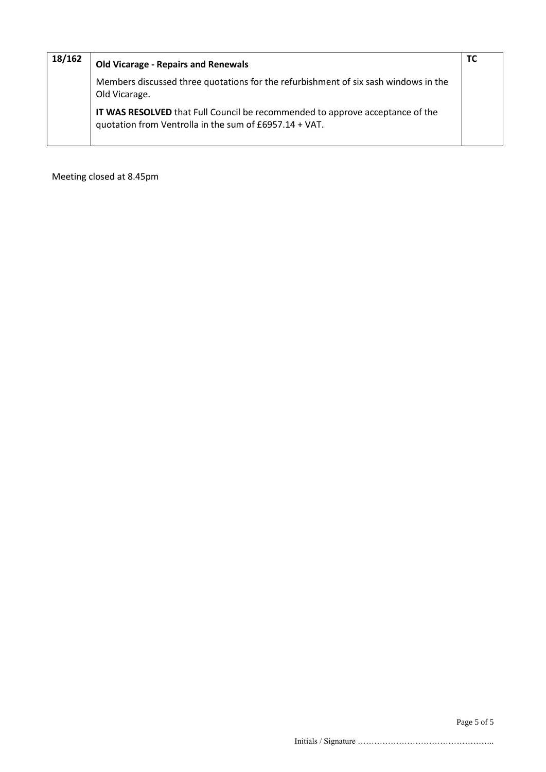| | | |
|---|---|---|
| 18/162 | **Old Vicarage - Repairs and Renewals**<br><br>Members discussed three quotations for the refurbishment of six sash windows in the Old Vicarage.<br><br>**IT WAS RESOLVED** that Full Council be recommended to approve acceptance of the quotation from Ventrolla in the sum of £6957.14 + VAT. | **TC** |

Meeting closed at 8.45pm

Initials / Signature …………………………………………..